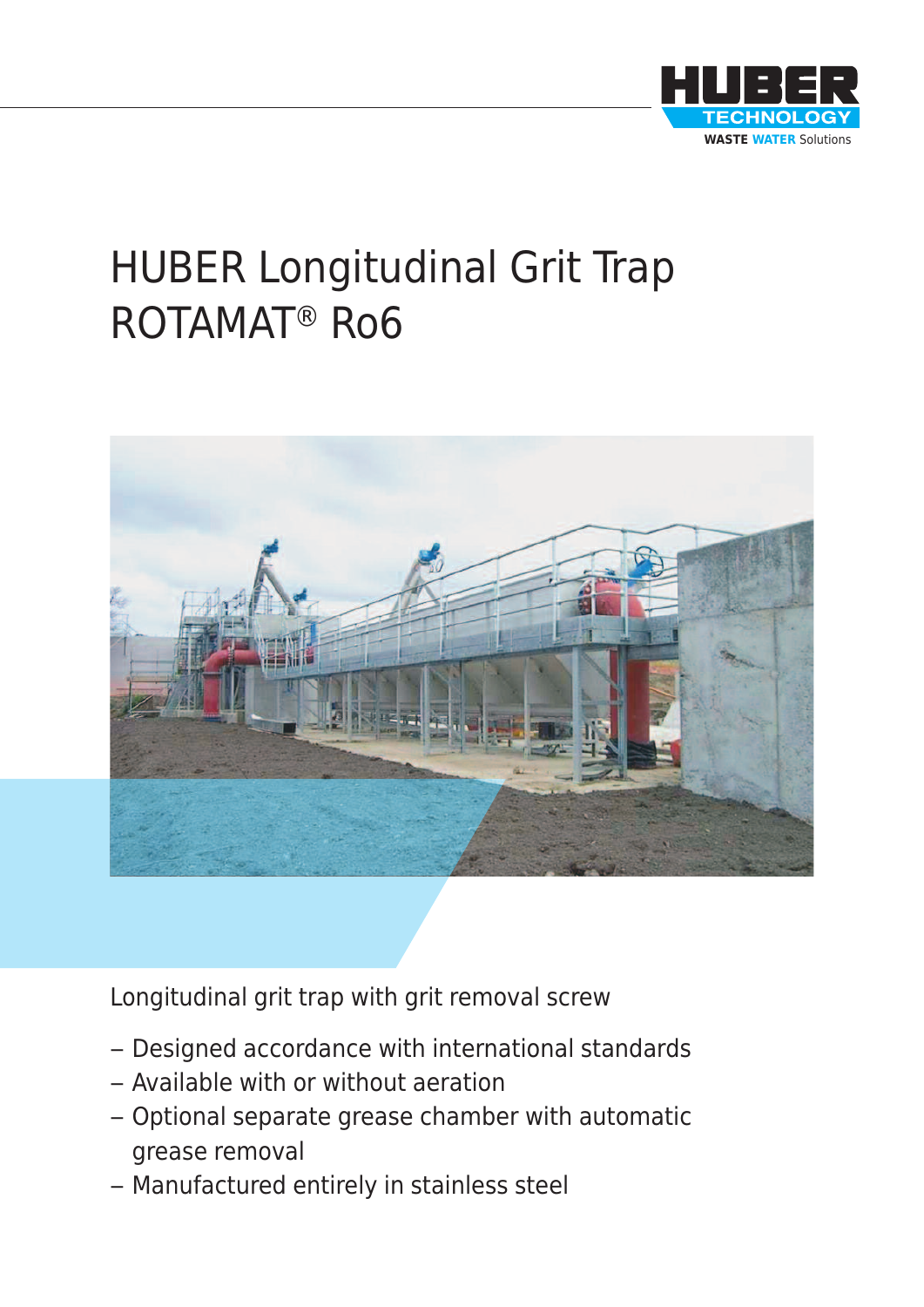HUBER TECHNOLOGY
WASTE WATER Solutions

# HUBER Longitudinal Grit Trap ROTAMAT® Ro6

Longitudinal grit trap with grit removal screw

- Designed accordance with international standards
- Available with or without aeration
- Optional separate grease chamber with automatic grease removal
- Manufactured entirely in stainless steel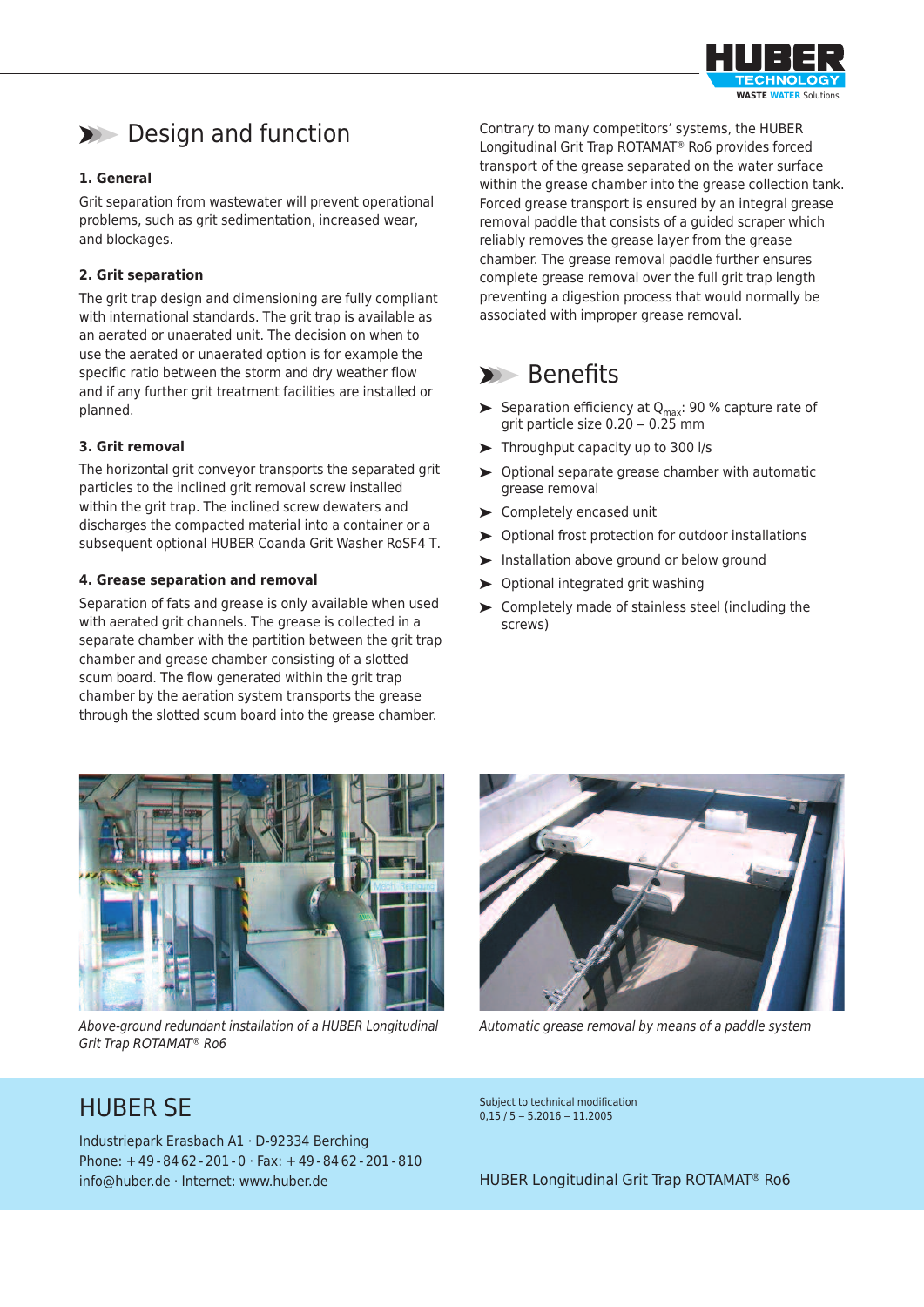## Design and function

### 1. General

Grit separation from wastewater will prevent operational problems, such as grit sedimentation, increased wear, and blockages.

### 2. Grit separation

The grit trap design and dimensioning are fully compliant with international standards. The grit trap is available as an aerated or unaerated unit. The decision on when to use the aerated or unaerated option is for example the specific ratio between the storm and dry weather flow and if any further grit treatment facilities are installed or planned.

### 3. Grit removal

The horizontal grit conveyor transports the separated grit particles to the inclined grit removal screw installed within the grit trap. The inclined screw dewaters and discharges the compacted material into a container or a subsequent optional HUBER Coanda Grit Washer RoSF4 T.

### 4. Grease separation and removal

Separation of fats and grease is only available when used with aerated grit channels. The grease is collected in a separate chamber with the partition between the grit trap chamber and grease chamber consisting of a slotted scum board. The flow generated within the grit trap chamber by the aeration system transports the grease through the slotted scum board into the grease chamber.

Contrary to many competitors' systems, the HUBER Longitudinal Grit Trap ROTAMAT® Ro6 provides forced transport of the grease separated on the water surface within the grease chamber into the grease collection tank. Forced grease transport is ensured by an integral grease removal paddle that consists of a guided scraper which reliably removes the grease layer from the grease chamber. The grease removal paddle further ensures complete grease removal over the full grit trap length preventing a digestion process that would normally be associated with improper grease removal.

## Benefits

- Separation efficiency at $Q_{max}$: 90 % capture rate of grit particle size 0.20 – 0.25 mm
- Throughput capacity up to 300 l/s
- Optional separate grease chamber with automatic grease removal
- Completely encased unit
- Optional frost protection for outdoor installations
- Installation above ground or below ground
- Optional integrated grit washing
- Completely made of stainless steel (including the screws)

*Above-ground redundant installation of a HUBER Longitudinal Grit Trap ROTAMAT® Ro6*

*Automatic grease removal by means of a paddle system*

## HUBER SE

Industriepark Erasbach A1 · D-92334 Berching
Phone: + 49 - 84 62 - 201 - 0 · Fax: + 49 - 84 62 - 201 - 810
info@huber.de · Internet: www.huber.de

Subject to technical modification
0,15 / 5 – 5.2016 – 11.2005

HUBER Longitudinal Grit Trap ROTAMAT® Ro6